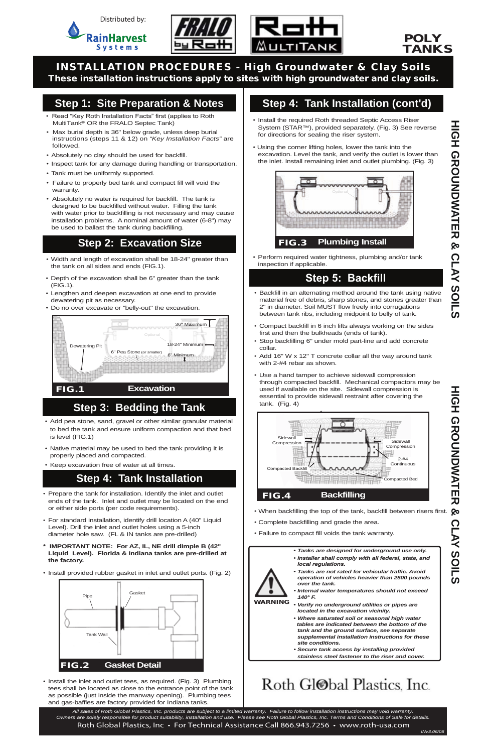Distributed by: RainHarvest Systems

FRALO by Roth | Roth MULTITANK

POLY TANKS

# INSTALLATION PROCEDURES - High Groundwater & Clay Soils

**These installation instructions apply to sites with high groundwater and clay soils.**

## Step 1: Site Preparation & Notes

- Read "Key Roth Installation Facts" first (applies to Roth MultiTank® OR the FRALO Septec Tank)
- Max burial depth is 36" below grade, unless deep burial instructions (steps 11 & 12) on *"Key Installation Facts"* are followed.
- Absolutely no clay should be used for backfill.
- Inspect tank for any damage during handling or transportation.
- Tank must be uniformly supported.
- Failure to properly bed tank and compact fill will void the warranty.
- Absolutely no water is required for backfill. The tank is designed to be backfilled without water. Filling the tank with water prior to backfilling is not necessary and may cause installation problems. A nominal amount of water (6-8") may be used to ballast the tank during backfilling.

## Step 2: Excavation Size

- Width and length of excavation shall be 18-24" greater than the tank on all sides and ends (FIG.1).
- Depth of the excavation shall be 6" greater than the tank (FIG.1).
- Lengthen and deepen excavation at one end to provide dewatering pit as necessary.
- Do no over excavate or "belly-out" the excavation.

Dewatering Pit | Optional | 36" Maximum | 18-24" Minimum | 6" Pea Stone (or smaller) | 6" Minimum

**FIG.1** Excavation

## Step 3: Bedding the Tank

- Add pea stone, sand, gravel or other similar granular material to bed the tank and ensure uniform compaction and that bed is level (FIG.1)
- Native material may be used to bed the tank providing it is properly placed and compacted.
- Keep excavation free of water at all times.

## Step 4: Tank Installation

- Prepare the tank for installation. Identify the inlet and outlet ends of the tank. Inlet and outlet may be located on the end or either side ports (per code requirements).
- For standard installation, identify drill location A (40" Liquid Level). Drill the inlet and outlet holes using a 5-inch diameter hole saw. (FL & IN tanks are pre-drilled)

\* **IMPORTANT NOTE: For AZ, IL, NE drill dimple B (42" Liquid Level). Florida & Indiana tanks are pre-drilled at the factory.**

- Install provided rubber gasket in inlet and outlet ports. (Fig. 2)

Pipe | Gasket | Tank Wall

**FIG.2** Gasket Detail

- Install the inlet and outlet tees, as required. (Fig. 3) Plumbing tees shall be located as close to the entrance point of the tank as possible (just inside the manway opening). Plumbing tees and gas-baffles are factory provided for Indiana tanks.

## Step 4: Tank Installation (cont'd)

- Install the required Roth threaded Septic Access Riser System (STAR™), provided separately. (Fig. 3) See reverse for directions for sealing the riser system.
- Using the corner lifting holes, lower the tank into the excavation. Level the tank, and verify the outlet is lower than the inlet. Install remaining inlet and outlet plumbing. (Fig. 3)

Optional

**FIG.3** Plumbing Install

- Perform required water tightness, plumbing and/or tank inspection if applicable.

## Step 5: Backfill

- Backfill in an alternating method around the tank using native material free of debris, sharp stones, and stones greater than 2" in diameter. Soil MUST flow freely into corrugations between tank ribs, including midpoint to belly of tank.
- Compact backfill in 6 inch lifts always working on the sides first and then the bulkheads (ends of tank).
- Stop backfilling 6" under mold part-line and add concrete collar.
- Add 16" W x 12" T concrete collar all the way around tank with 2-#4 rebar as shown.
- Use a hand tamper to achieve sidewall compression through compacted backfill. Mechanical compactors may be used if available on the site. Sidewall compression is essential to provide sidewall restraint after covering the tank. (Fig. 4)

Sidewall Compression | Sidewall Compression | 2-#4 Continuous | Compacted Backfill | Compacted Bed

**FIG.4** Backfilling

- When backfilling the top of the tank, backfill between risers first.
- Complete backfilling and grade the area.
- Failure to compact fill voids the tank warranty.

**WARNING**

- ***Tanks are designed for underground use only.***
- ***Installer shall comply with all federal, state, and local regulations.***
- ***Tanks are not rated for vehicular traffic. Avoid operation of vehicles heavier than 2500 pounds over the tank.***
- ***Internal water temperatures should not exceed 140° F.***
- ***Verify no underground utilities or pipes are located in the excavation vicinity.***
- ***Where saturated soil or seasonal high water tables are indicated between the bottom of the tank and the ground surface, see separate supplemental installation instructions for these site conditions.***
- ***Secure tank access by installing provided stainless steel fastener to the riser and cover.***

Roth Global Plastics, Inc.

*All sales of Roth Global Plastics, Inc. products are subject to a limited warranty. Failure to follow installation instructions may void warranty. Owners are solely responsible for product suitability, installation and use. Please see Roth Global Plastics, Inc. Terms and Conditions of Sale for details.*

Roth Global Plastics, Inc • For Technical Assistance Call 866.943.7256 • www.roth-usa.com

*INv3.06/08*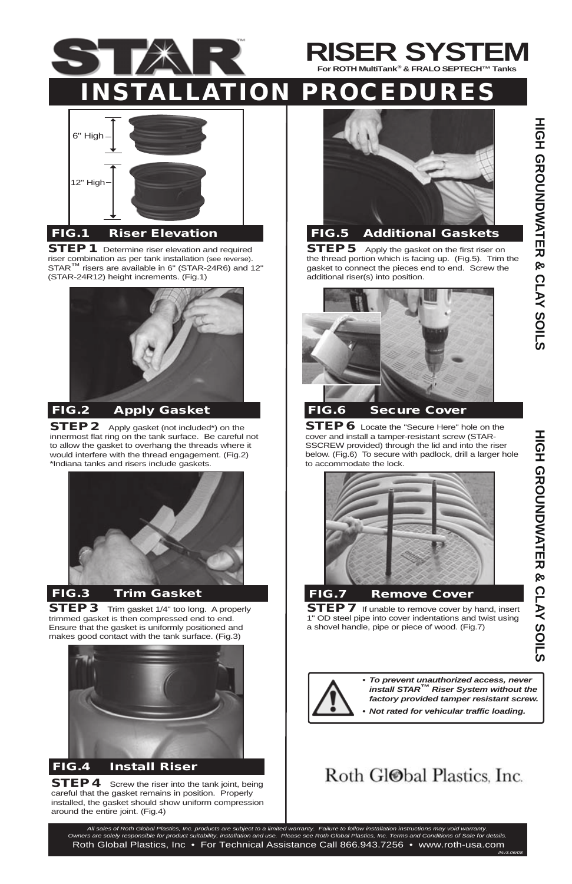# STAR™ RISER SYSTEM

For ROTH MultiTank® & FRALO SEPTECH™ Tanks

# INSTALLATION PROCEDURES

HIGH GROUNDWATER & CLAY SOILS

6" High

12" High

**FIG.1 Riser Elevation**

**STEP 1** Determine riser elevation and required riser combination as per tank installation (see reverse). STAR™ risers are available in 6" (STAR-24R6) and 12" (STAR-24R12) height increments. (Fig.1)

**FIG.2 Apply Gasket**

**STEP 2** Apply gasket (not included*) on the innermost flat ring on the tank surface. Be careful not to allow the gasket to overhang the threads where it would interfere with the thread engagement. (Fig.2)
*Indiana tanks and risers include gaskets.

**FIG.3 Trim Gasket**

**STEP 3** Trim gasket 1/4" too long. A properly trimmed gasket is then compressed end to end. Ensure that the gasket is uniformly positioned and makes good contact with the tank surface. (Fig.3)

**FIG.4 Install Riser**

**STEP 4** Screw the riser into the tank joint, being careful that the gasket remains in position. Properly installed, the gasket should show uniform compression around the entire joint. (Fig.4)

**FIG.5 Additional Gaskets**

**STEP 5** Apply the gasket on the first riser on the thread portion which is facing up. (Fig.5). Trim the gasket to connect the pieces end to end. Screw the additional riser(s) into position.

**FIG.6 Secure Cover**

**STEP 6** Locate the "Secure Here" hole on the cover and install a tamper-resistant screw (STAR-SSCREW provided) through the lid and into the riser below. (Fig.6) To secure with padlock, drill a larger hole to accommodate the lock.

**FIG.7 Remove Cover**

**STEP 7** If unable to remove cover by hand, insert 1" OD steel pipe into cover indentations and twist using a shovel handle, pipe or piece of wood. (Fig.7)

- ***To prevent unauthorized access, never install STAR™ Riser System without the factory provided tamper resistant screw.***
- ***Not rated for vehicular traffic loading.***

Roth Global Plastics, Inc.

*All sales of Roth Global Plastics, Inc. products are subject to a limited warranty. Failure to follow installation instructions may void warranty. Owners are solely responsible for product suitability, installation and use. Please see Roth Global Plastics, Inc. Terms and Conditions of Sale for details.*

Roth Global Plastics, Inc • For Technical Assistance Call 866.943.7256 • www.roth-usa.com

INv3.06/08